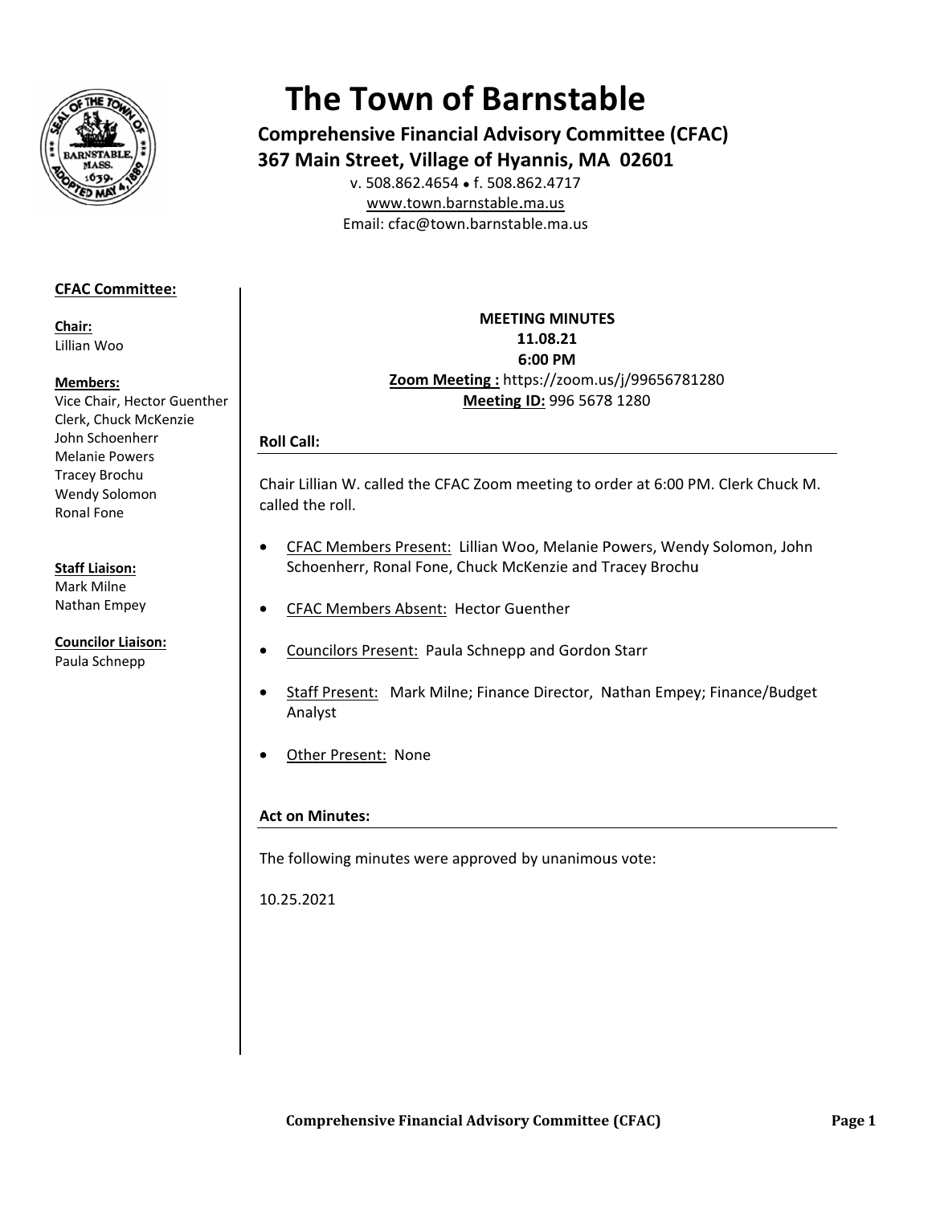# The Town of Barnstable

**Comprehensive Financial Advisory Committee (CFAC)**
**367 Main Street, Village of Hyannis, MA 02601**

v. 508.862.4654 • f. 508.862.4717
www.town.barnstable.ma.us
Email: cfac@town.barnstable.ma.us

**CFAC Committee:**

**Chair:**
Lillian Woo

**Members:**
Vice Chair, Hector Guenther
Clerk, Chuck McKenzie
John Schoenherr
Melanie Powers
Tracey Brochu
Wendy Solomon
Ronal Fone

**Staff Liaison:**
Mark Milne
Nathan Empey

**Councilor Liaison:**
Paula Schnepp

**MEETING MINUTES**
**11.08.21**
**6:00 PM**
**Zoom Meeting :** https://zoom.us/j/99656781280
**Meeting ID:** 996 5678 1280

### Roll Call:

Chair Lillian W. called the CFAC Zoom meeting to order at 6:00 PM. Clerk Chuck M. called the roll.

- CFAC Members Present: Lillian Woo, Melanie Powers, Wendy Solomon, John Schoenherr, Ronal Fone, Chuck McKenzie and Tracey Brochu
- CFAC Members Absent: Hector Guenther
- Councilors Present: Paula Schnepp and Gordon Starr
- Staff Present: Mark Milne; Finance Director, Nathan Empey; Finance/Budget Analyst
- Other Present: None

### Act on Minutes:

The following minutes were approved by unanimous vote:

10.25.2021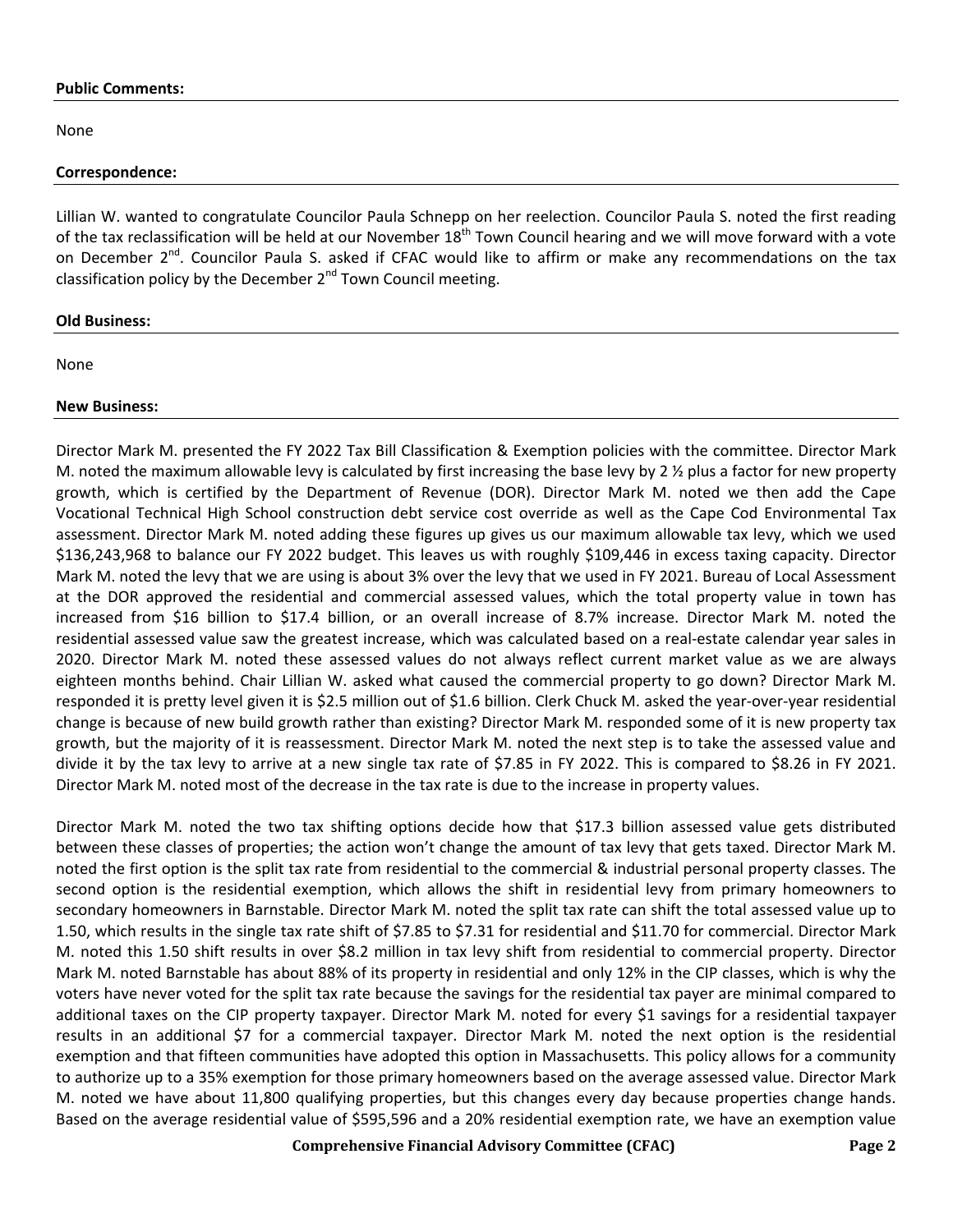**Public Comments:**

None

**Correspondence:**

Lillian W. wanted to congratulate Councilor Paula Schnepp on her reelection. Councilor Paula S. noted the first reading of the tax reclassification will be held at our November 18th Town Council hearing and we will move forward with a vote on December 2nd. Councilor Paula S. asked if CFAC would like to affirm or make any recommendations on the tax classification policy by the December 2nd Town Council meeting.

**Old Business:**

None

**New Business:**

Director Mark M. presented the FY 2022 Tax Bill Classification & Exemption policies with the committee. Director Mark M. noted the maximum allowable levy is calculated by first increasing the base levy by 2 ½ plus a factor for new property growth, which is certified by the Department of Revenue (DOR). Director Mark M. noted we then add the Cape Vocational Technical High School construction debt service cost override as well as the Cape Cod Environmental Tax assessment. Director Mark M. noted adding these figures up gives us our maximum allowable tax levy, which we used $136,243,968 to balance our FY 2022 budget. This leaves us with roughly $109,446 in excess taxing capacity. Director Mark M. noted the levy that we are using is about 3% over the levy that we used in FY 2021. Bureau of Local Assessment at the DOR approved the residential and commercial assessed values, which the total property value in town has increased from $16 billion to $17.4 billion, or an overall increase of 8.7% increase. Director Mark M. noted the residential assessed value saw the greatest increase, which was calculated based on a real-estate calendar year sales in 2020. Director Mark M. noted these assessed values do not always reflect current market value as we are always eighteen months behind. Chair Lillian W. asked what caused the commercial property to go down? Director Mark M. responded it is pretty level given it is $2.5 million out of $1.6 billion. Clerk Chuck M. asked the year-over-year residential change is because of new build growth rather than existing? Director Mark M. responded some of it is new property tax growth, but the majority of it is reassessment. Director Mark M. noted the next step is to take the assessed value and divide it by the tax levy to arrive at a new single tax rate of $7.85 in FY 2022. This is compared to $8.26 in FY 2021. Director Mark M. noted most of the decrease in the tax rate is due to the increase in property values.

Director Mark M. noted the two tax shifting options decide how that $17.3 billion assessed value gets distributed between these classes of properties; the action won't change the amount of tax levy that gets taxed. Director Mark M. noted the first option is the split tax rate from residential to the commercial & industrial personal property classes. The second option is the residential exemption, which allows the shift in residential levy from primary homeowners to secondary homeowners in Barnstable. Director Mark M. noted the split tax rate can shift the total assessed value up to 1.50, which results in the single tax rate shift of $7.85 to $7.31 for residential and $11.70 for commercial. Director Mark M. noted this 1.50 shift results in over $8.2 million in tax levy shift from residential to commercial property. Director Mark M. noted Barnstable has about 88% of its property in residential and only 12% in the CIP classes, which is why the voters have never voted for the split tax rate because the savings for the residential tax payer are minimal compared to additional taxes on the CIP property taxpayer. Director Mark M. noted for every $1 savings for a residential taxpayer results in an additional $7 for a commercial taxpayer. Director Mark M. noted the next option is the residential exemption and that fifteen communities have adopted this option in Massachusetts. This policy allows for a community to authorize up to a 35% exemption for those primary homeowners based on the average assessed value. Director Mark M. noted we have about 11,800 qualifying properties, but this changes every day because properties change hands. Based on the average residential value of $595,596 and a 20% residential exemption rate, we have an exemption value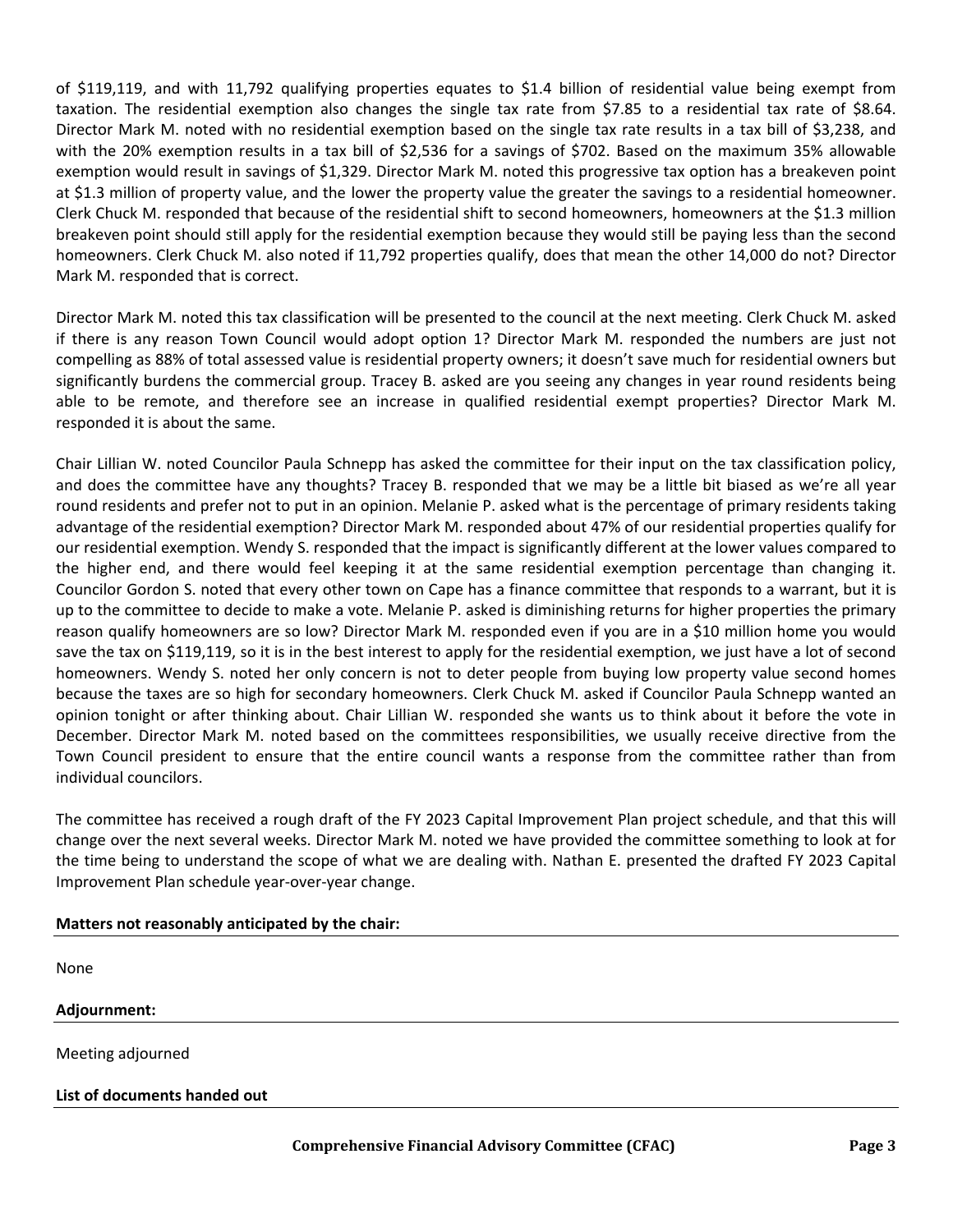of $119,119, and with 11,792 qualifying properties equates to $1.4 billion of residential value being exempt from taxation. The residential exemption also changes the single tax rate from $7.85 to a residential tax rate of $8.64. Director Mark M. noted with no residential exemption based on the single tax rate results in a tax bill of $3,238, and with the 20% exemption results in a tax bill of $2,536 for a savings of $702. Based on the maximum 35% allowable exemption would result in savings of $1,329. Director Mark M. noted this progressive tax option has a breakeven point at $1.3 million of property value, and the lower the property value the greater the savings to a residential homeowner. Clerk Chuck M. responded that because of the residential shift to second homeowners, homeowners at the $1.3 million breakeven point should still apply for the residential exemption because they would still be paying less than the second homeowners. Clerk Chuck M. also noted if 11,792 properties qualify, does that mean the other 14,000 do not? Director Mark M. responded that is correct.

Director Mark M. noted this tax classification will be presented to the council at the next meeting. Clerk Chuck M. asked if there is any reason Town Council would adopt option 1? Director Mark M. responded the numbers are just not compelling as 88% of total assessed value is residential property owners; it doesn't save much for residential owners but significantly burdens the commercial group. Tracey B. asked are you seeing any changes in year round residents being able to be remote, and therefore see an increase in qualified residential exempt properties? Director Mark M. responded it is about the same.

Chair Lillian W. noted Councilor Paula Schnepp has asked the committee for their input on the tax classification policy, and does the committee have any thoughts? Tracey B. responded that we may be a little bit biased as we're all year round residents and prefer not to put in an opinion. Melanie P. asked what is the percentage of primary residents taking advantage of the residential exemption? Director Mark M. responded about 47% of our residential properties qualify for our residential exemption. Wendy S. responded that the impact is significantly different at the lower values compared to the higher end, and there would feel keeping it at the same residential exemption percentage than changing it. Councilor Gordon S. noted that every other town on Cape has a finance committee that responds to a warrant, but it is up to the committee to decide to make a vote. Melanie P. asked is diminishing returns for higher properties the primary reason qualify homeowners are so low? Director Mark M. responded even if you are in a $10 million home you would save the tax on $119,119, so it is in the best interest to apply for the residential exemption, we just have a lot of second homeowners. Wendy S. noted her only concern is not to deter people from buying low property value second homes because the taxes are so high for secondary homeowners. Clerk Chuck M. asked if Councilor Paula Schnepp wanted an opinion tonight or after thinking about. Chair Lillian W. responded she wants us to think about it before the vote in December. Director Mark M. noted based on the committees responsibilities, we usually receive directive from the Town Council president to ensure that the entire council wants a response from the committee rather than from individual councilors.

The committee has received a rough draft of the FY 2023 Capital Improvement Plan project schedule, and that this will change over the next several weeks. Director Mark M. noted we have provided the committee something to look at for the time being to understand the scope of what we are dealing with. Nathan E. presented the drafted FY 2023 Capital Improvement Plan schedule year-over-year change.

**Matters not reasonably anticipated by the chair:**

None

**Adjournment:**

Meeting adjourned

**List of documents handed out**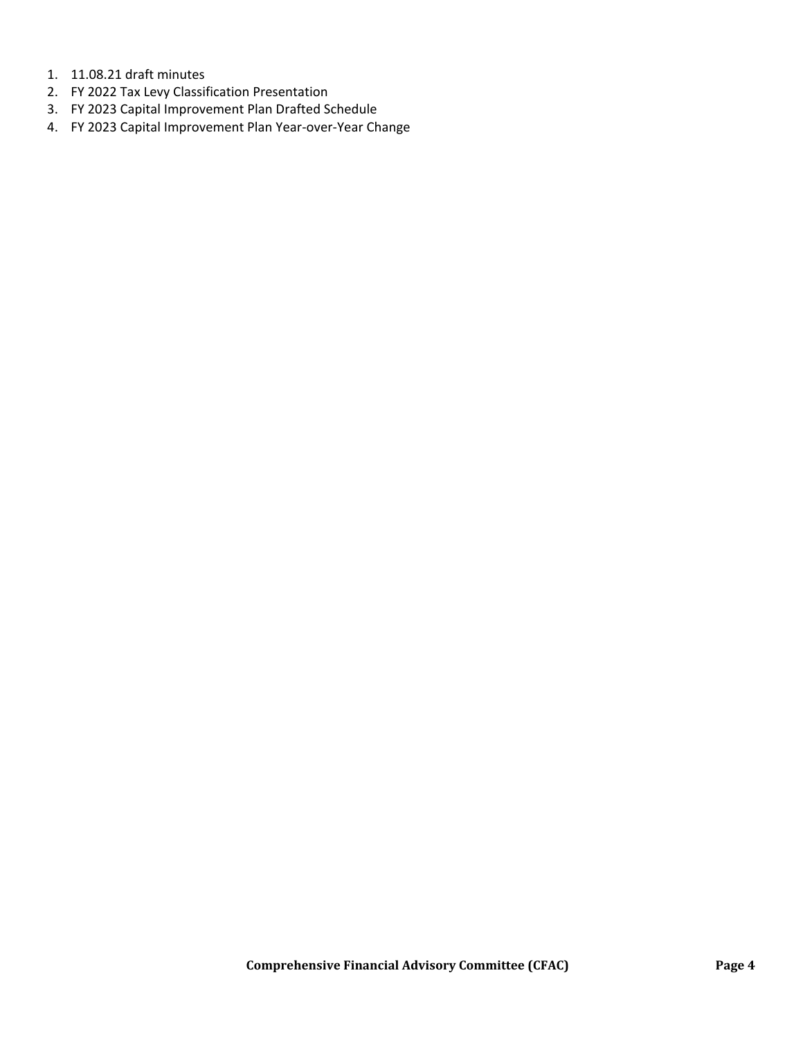1. 11.08.21 draft minutes
2. FY 2022 Tax Levy Classification Presentation
3. FY 2023 Capital Improvement Plan Drafted Schedule
4. FY 2023 Capital Improvement Plan Year-over-Year Change